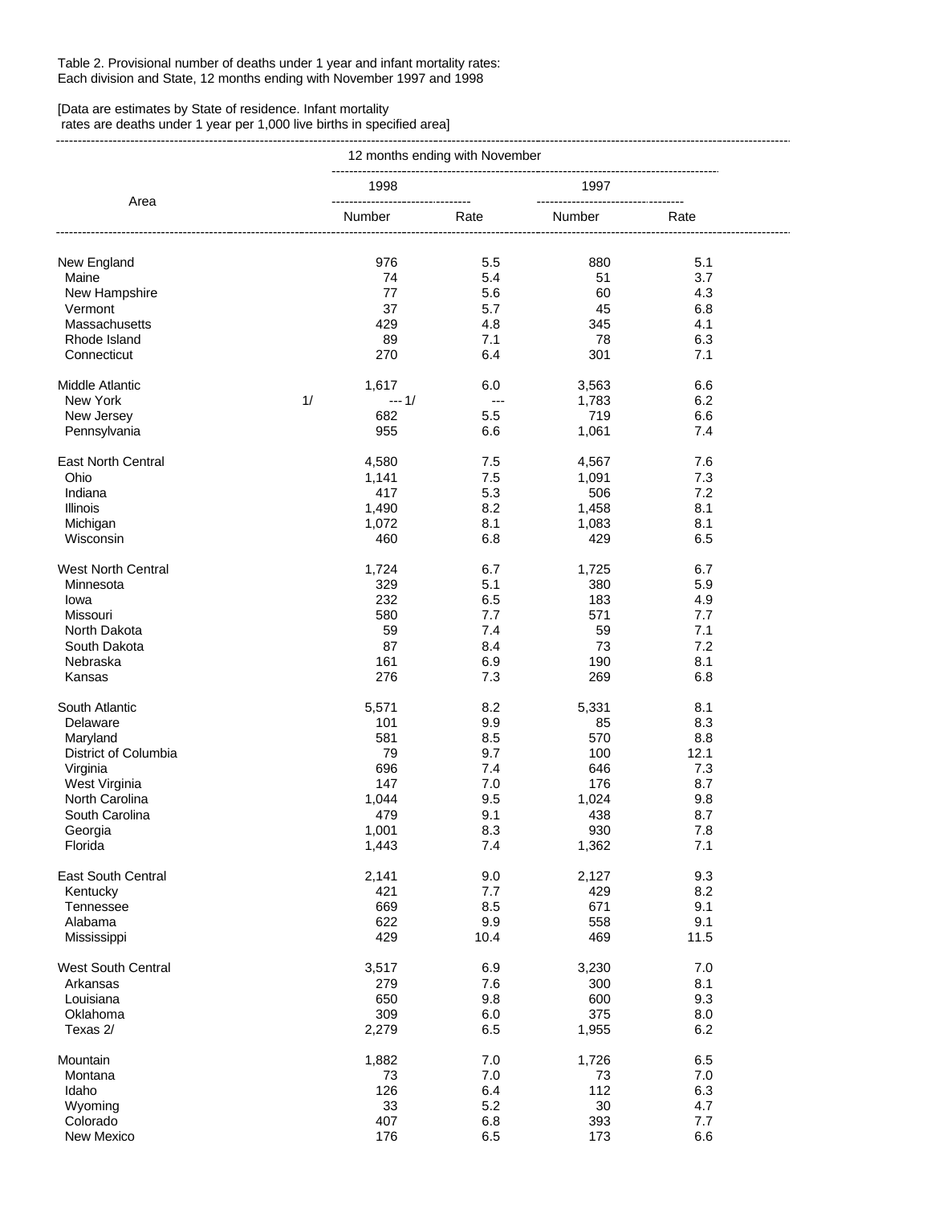Table 2. Provisional number of deaths under 1 year and infant mortality rates:
Each division and State, 12 months ending with November 1997 and 1998

[Data are estimates by State of residence. Infant mortality rates are deaths under 1 year per 1,000 live births in specified area]

| Area | 12 months ending with November | | | |
|---|---|---|---|---|
| | 1998 | | 1997 | |
| | Number | Rate | Number | Rate |
| New England | 976 | 5.5 | 880 | 5.1 |
| Maine | 74 | 5.4 | 51 | 3.7 |
| New Hampshire | 77 | 5.6 | 60 | 4.3 |
| Vermont | 37 | 5.7 | 45 | 6.8 |
| Massachusetts | 429 | 4.8 | 345 | 4.1 |
| Rhode Island | 89 | 7.1 | 78 | 6.3 |
| Connecticut | 270 | 6.4 | 301 | 7.1 |
| Middle Atlantic | 1,617 | 6.0 | 3,563 | 6.6 |
| New York 1/ | --- 1/ | --- | 1,783 | 6.2 |
| New Jersey | 682 | 5.5 | 719 | 6.6 |
| Pennsylvania | 955 | 6.6 | 1,061 | 7.4 |
| East North Central | 4,580 | 7.5 | 4,567 | 7.6 |
| Ohio | 1,141 | 7.5 | 1,091 | 7.3 |
| Indiana | 417 | 5.3 | 506 | 7.2 |
| Illinois | 1,490 | 8.2 | 1,458 | 8.1 |
| Michigan | 1,072 | 8.1 | 1,083 | 8.1 |
| Wisconsin | 460 | 6.8 | 429 | 6.5 |
| West North Central | 1,724 | 6.7 | 1,725 | 6.7 |
| Minnesota | 329 | 5.1 | 380 | 5.9 |
| Iowa | 232 | 6.5 | 183 | 4.9 |
| Missouri | 580 | 7.7 | 571 | 7.7 |
| North Dakota | 59 | 7.4 | 59 | 7.1 |
| South Dakota | 87 | 8.4 | 73 | 7.2 |
| Nebraska | 161 | 6.9 | 190 | 8.1 |
| Kansas | 276 | 7.3 | 269 | 6.8 |
| South Atlantic | 5,571 | 8.2 | 5,331 | 8.1 |
| Delaware | 101 | 9.9 | 85 | 8.3 |
| Maryland | 581 | 8.5 | 570 | 8.8 |
| District of Columbia | 79 | 9.7 | 100 | 12.1 |
| Virginia | 696 | 7.4 | 646 | 7.3 |
| West Virginia | 147 | 7.0 | 176 | 8.7 |
| North Carolina | 1,044 | 9.5 | 1,024 | 9.8 |
| South Carolina | 479 | 9.1 | 438 | 8.7 |
| Georgia | 1,001 | 8.3 | 930 | 7.8 |
| Florida | 1,443 | 7.4 | 1,362 | 7.1 |
| East South Central | 2,141 | 9.0 | 2,127 | 9.3 |
| Kentucky | 421 | 7.7 | 429 | 8.2 |
| Tennessee | 669 | 8.5 | 671 | 9.1 |
| Alabama | 622 | 9.9 | 558 | 9.1 |
| Mississippi | 429 | 10.4 | 469 | 11.5 |
| West South Central | 3,517 | 6.9 | 3,230 | 7.0 |
| Arkansas | 279 | 7.6 | 300 | 8.1 |
| Louisiana | 650 | 9.8 | 600 | 9.3 |
| Oklahoma | 309 | 6.0 | 375 | 8.0 |
| Texas 2/ | 2,279 | 6.5 | 1,955 | 6.2 |
| Mountain | 1,882 | 7.0 | 1,726 | 6.5 |
| Montana | 73 | 7.0 | 73 | 7.0 |
| Idaho | 126 | 6.4 | 112 | 6.3 |
| Wyoming | 33 | 5.2 | 30 | 4.7 |
| Colorado | 407 | 6.8 | 393 | 7.7 |
| New Mexico | 176 | 6.5 | 173 | 6.6 |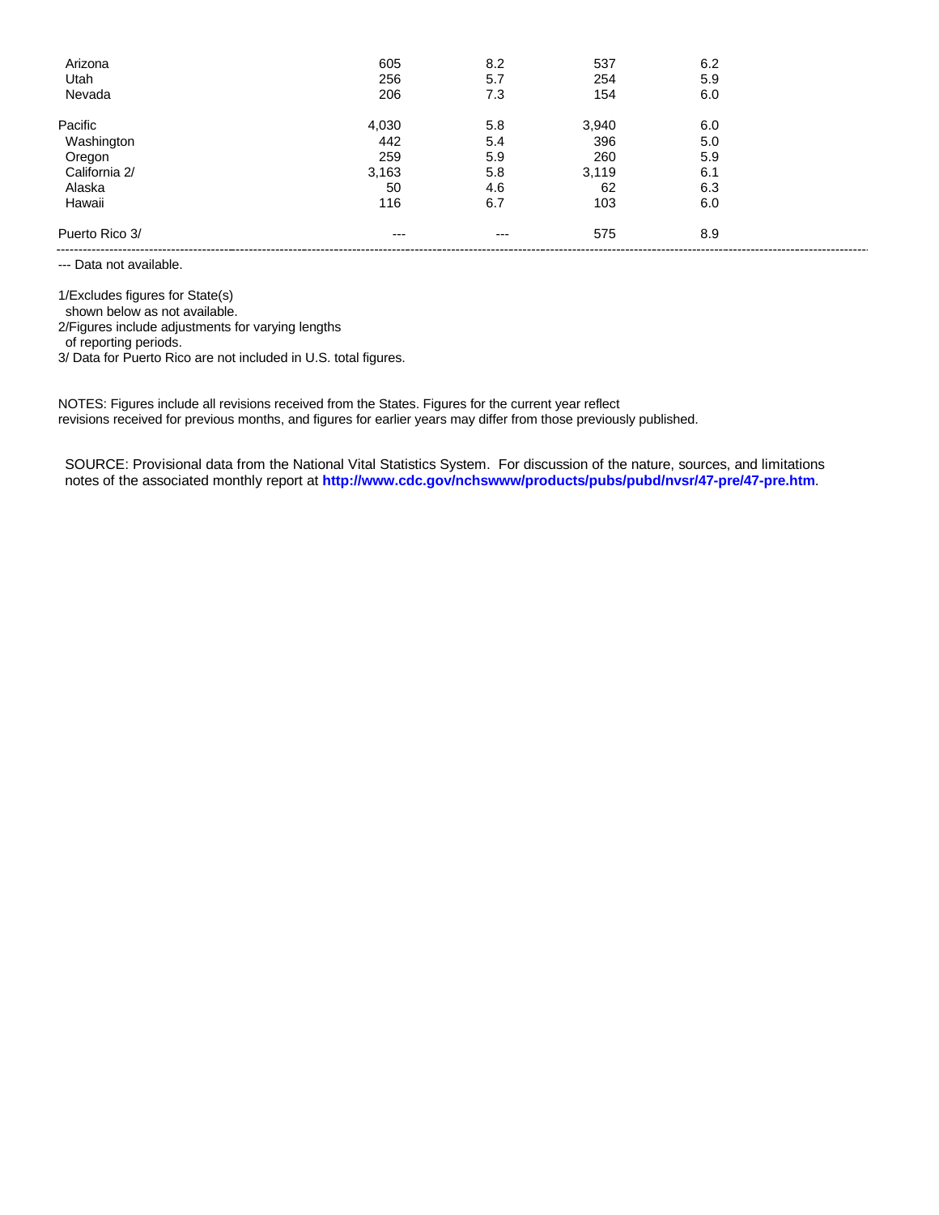| | | | | |
|---|---|---|---|---|
| Arizona | 605 | 8.2 | 537 | 6.2 |
| Utah | 256 | 5.7 | 254 | 5.9 |
| Nevada | 206 | 7.3 | 154 | 6.0 |
| Pacific | 4,030 | 5.8 | 3,940 | 6.0 |
| Washington | 442 | 5.4 | 396 | 5.0 |
| Oregon | 259 | 5.9 | 260 | 5.9 |
| California 2/ | 3,163 | 5.8 | 3,119 | 6.1 |
| Alaska | 50 | 4.6 | 62 | 6.3 |
| Hawaii | 116 | 6.7 | 103 | 6.0 |
| Puerto Rico 3/ | --- | --- | 575 | 8.9 |

--- Data not available.

1/Excludes figures for State(s) shown below as not available.
2/Figures include adjustments for varying lengths of reporting periods.
3/ Data for Puerto Rico are not included in U.S. total figures.

NOTES: Figures include all revisions received from the States. Figures for the current year reflect revisions received for previous months, and figures for earlier years may differ from those previously published.

SOURCE: Provisional data from the National Vital Statistics System. For discussion of the nature, sources, and limitations notes of the associated monthly report at **http://www.cdc.gov/nchswww/products/pubs/pubd/nvsr/47-pre/47-pre.htm**.